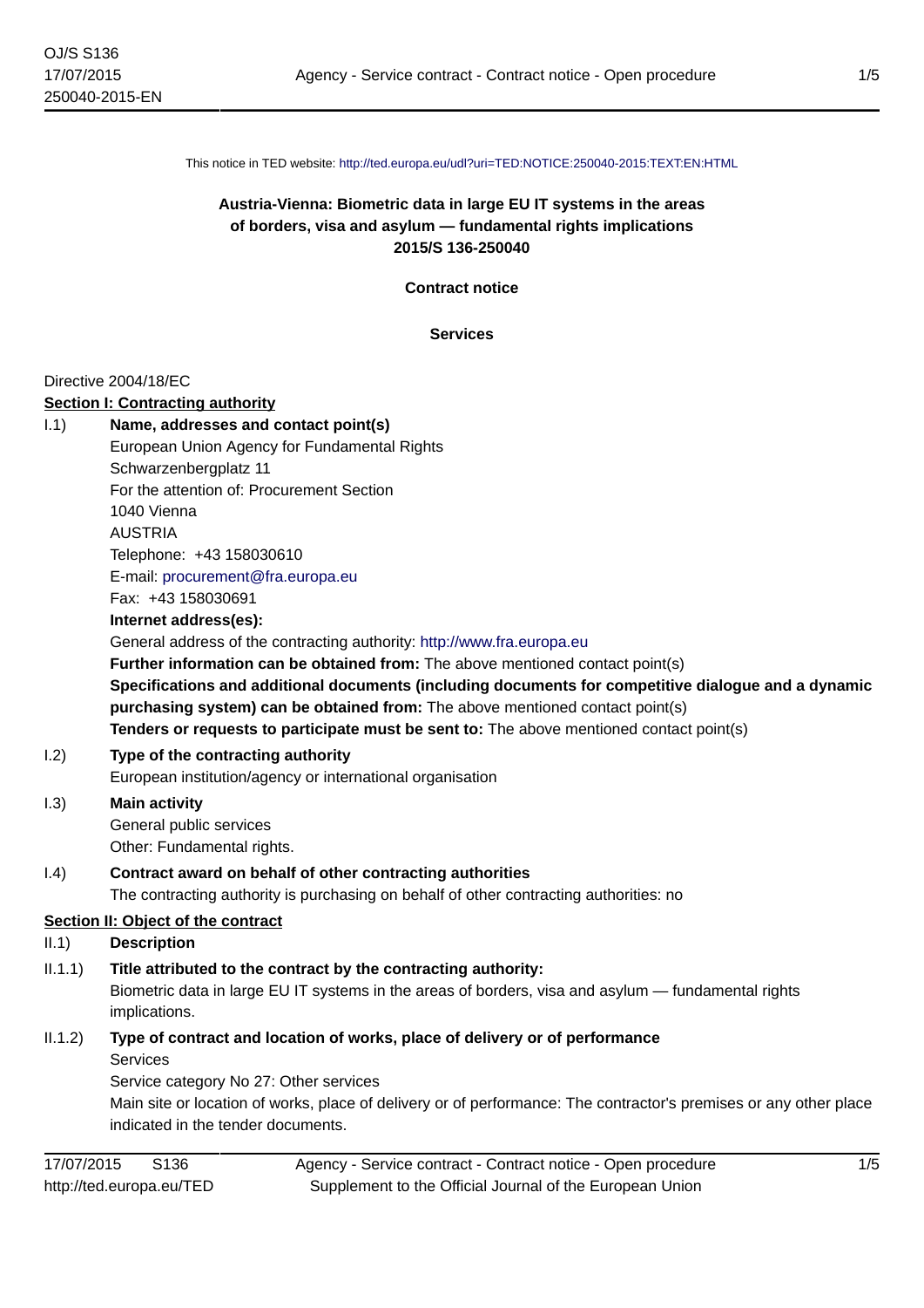This notice in TED website: http://ted.europa.eu/udl?uri=TED:NOTICE:250040-2015:TEXT:EN:HTML

# Austria-Vienna: Biometric data in large EU IT systems in the areas of borders, visa and asylum — fundamental rights implications 2015/S 136-250040

**Contract notice**

**Services**

Directive 2004/18/EC

## Section I: Contracting authority

I.1) **Name, addresses and contact point(s)**

European Union Agency for Fundamental Rights
Schwarzenbergplatz 11
For the attention of: Procurement Section
1040 Vienna
AUSTRIA
Telephone: +43 158030610
E-mail: procurement@fra.europa.eu
Fax: +43 158030691

**Internet address(es):**

General address of the contracting authority: http://www.fra.europa.eu

**Further information can be obtained from:** The above mentioned contact point(s)

**Specifications and additional documents (including documents for competitive dialogue and a dynamic purchasing system) can be obtained from:** The above mentioned contact point(s)

**Tenders or requests to participate must be sent to:** The above mentioned contact point(s)

I.2) **Type of the contracting authority**

European institution/agency or international organisation

I.3) **Main activity**

General public services
Other: Fundamental rights.

I.4) **Contract award on behalf of other contracting authorities**

The contracting authority is purchasing on behalf of other contracting authorities: no

## Section II: Object of the contract

II.1) **Description**

II.1.1) **Title attributed to the contract by the contracting authority:**

Biometric data in large EU IT systems in the areas of borders, visa and asylum — fundamental rights implications.

II.1.2) **Type of contract and location of works, place of delivery or of performance**

Services
Service category No 27: Other services
Main site or location of works, place of delivery or of performance: The contractor's premises or any other place indicated in the tender documents.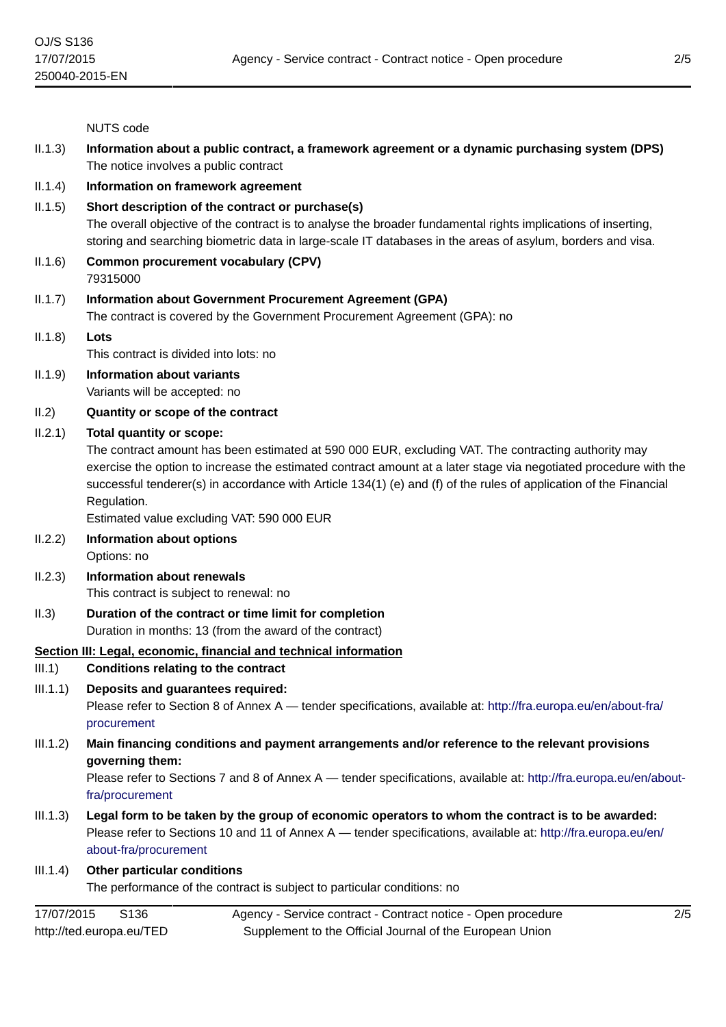NUTS code

II.1.3) **Information about a public contract, a framework agreement or a dynamic purchasing system (DPS)**
The notice involves a public contract

II.1.4) **Information on framework agreement**

II.1.5) **Short description of the contract or purchase(s)**
The overall objective of the contract is to analyse the broader fundamental rights implications of inserting, storing and searching biometric data in large-scale IT databases in the areas of asylum, borders and visa.

II.1.6) **Common procurement vocabulary (CPV)**
79315000

II.1.7) **Information about Government Procurement Agreement (GPA)**
The contract is covered by the Government Procurement Agreement (GPA): no

II.1.8) **Lots**
This contract is divided into lots: no

II.1.9) **Information about variants**
Variants will be accepted: no

II.2) **Quantity or scope of the contract**

II.2.1) **Total quantity or scope:**
The contract amount has been estimated at 590 000 EUR, excluding VAT. The contracting authority may exercise the option to increase the estimated contract amount at a later stage via negotiated procedure with the successful tenderer(s) in accordance with Article 134(1) (e) and (f) of the rules of application of the Financial Regulation.
Estimated value excluding VAT: 590 000 EUR

II.2.2) **Information about options**
Options: no

II.2.3) **Information about renewals**
This contract is subject to renewal: no

II.3) **Duration of the contract or time limit for completion**
Duration in months: 13 (from the award of the contract)

## Section III: Legal, economic, financial and technical information

III.1) **Conditions relating to the contract**

III.1.1) **Deposits and guarantees required:**
Please refer to Section 8 of Annex A — tender specifications, available at: http://fra.europa.eu/en/about-fra/procurement

III.1.2) **Main financing conditions and payment arrangements and/or reference to the relevant provisions governing them:**
Please refer to Sections 7 and 8 of Annex A — tender specifications, available at: http://fra.europa.eu/en/about-fra/procurement

III.1.3) **Legal form to be taken by the group of economic operators to whom the contract is to be awarded:**
Please refer to Sections 10 and 11 of Annex A — tender specifications, available at: http://fra.europa.eu/en/about-fra/procurement

III.1.4) **Other particular conditions**
The performance of the contract is subject to particular conditions: no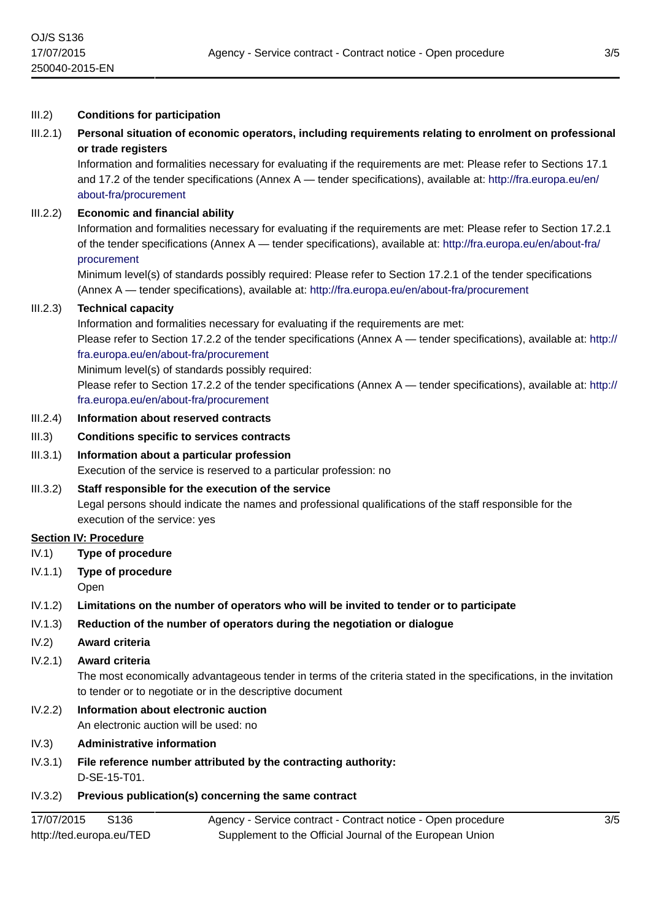III.2) **Conditions for participation**

III.2.1) **Personal situation of economic operators, including requirements relating to enrolment on professional or trade registers**

Information and formalities necessary for evaluating if the requirements are met: Please refer to Sections 17.1 and 17.2 of the tender specifications (Annex A — tender specifications), available at: http://fra.europa.eu/en/about-fra/procurement

III.2.2) **Economic and financial ability**

Information and formalities necessary for evaluating if the requirements are met: Please refer to Section 17.2.1 of the tender specifications (Annex A — tender specifications), available at: http://fra.europa.eu/en/about-fra/procurement

Minimum level(s) of standards possibly required: Please refer to Section 17.2.1 of the tender specifications (Annex A — tender specifications), available at: http://fra.europa.eu/en/about-fra/procurement

III.2.3) **Technical capacity**

Information and formalities necessary for evaluating if the requirements are met:

Please refer to Section 17.2.2 of the tender specifications (Annex A — tender specifications), available at: http://fra.europa.eu/en/about-fra/procurement

Minimum level(s) of standards possibly required:

Please refer to Section 17.2.2 of the tender specifications (Annex A — tender specifications), available at: http://fra.europa.eu/en/about-fra/procurement

III.2.4) **Information about reserved contracts**

III.3) **Conditions specific to services contracts**

III.3.1) **Information about a particular profession**

Execution of the service is reserved to a particular profession: no

III.3.2) **Staff responsible for the execution of the service**

Legal persons should indicate the names and professional qualifications of the staff responsible for the execution of the service: yes

## Section IV: Procedure

IV.1) **Type of procedure**

IV.1.1) **Type of procedure**

Open

IV.1.2) **Limitations on the number of operators who will be invited to tender or to participate**

IV.1.3) **Reduction of the number of operators during the negotiation or dialogue**

IV.2) **Award criteria**

IV.2.1) **Award criteria**

The most economically advantageous tender in terms of the criteria stated in the specifications, in the invitation to tender or to negotiate or in the descriptive document

IV.2.2) **Information about electronic auction**

An electronic auction will be used: no

IV.3) **Administrative information**

IV.3.1) **File reference number attributed by the contracting authority:**

D-SE-15-T01.

IV.3.2) **Previous publication(s) concerning the same contract**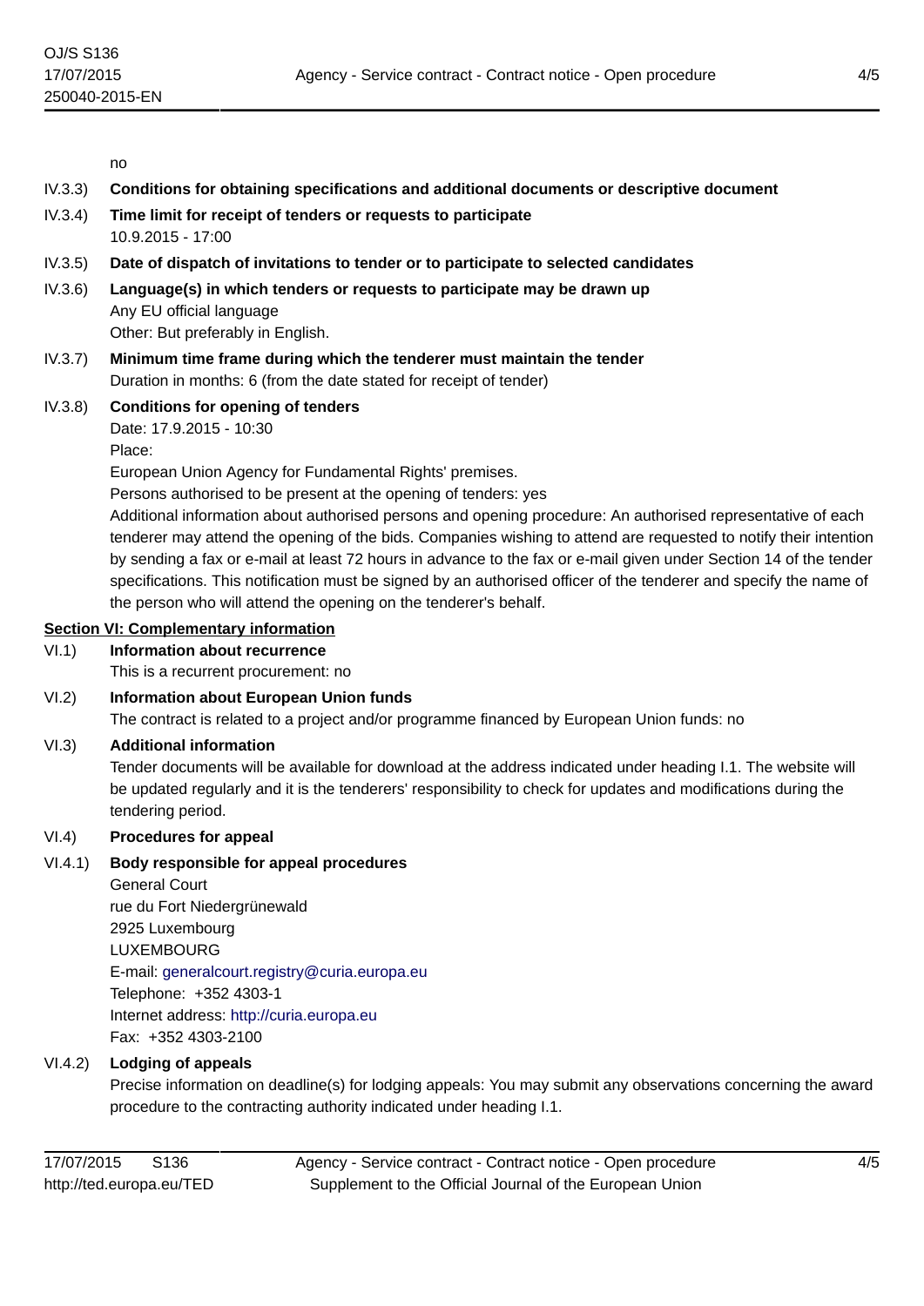no

**IV.3.3) Conditions for obtaining specifications and additional documents or descriptive document**

**IV.3.4) Time limit for receipt of tenders or requests to participate**

10.9.2015 - 17:00

**IV.3.5) Date of dispatch of invitations to tender or to participate to selected candidates**

**IV.3.6) Language(s) in which tenders or requests to participate may be drawn up**

Any EU official language

Other: But preferably in English.

**IV.3.7) Minimum time frame during which the tenderer must maintain the tender**

Duration in months: 6 (from the date stated for receipt of tender)

**IV.3.8) Conditions for opening of tenders**

Date: 17.9.2015 - 10:30

Place:

European Union Agency for Fundamental Rights' premises.

Persons authorised to be present at the opening of tenders: yes

Additional information about authorised persons and opening procedure: An authorised representative of each tenderer may attend the opening of the bids. Companies wishing to attend are requested to notify their intention by sending a fax or e-mail at least 72 hours in advance to the fax or e-mail given under Section 14 of the tender specifications. This notification must be signed by an authorised officer of the tenderer and specify the name of the person who will attend the opening on the tenderer's behalf.

## Section VI: Complementary information

**VI.1) Information about recurrence**

This is a recurrent procurement: no

**VI.2) Information about European Union funds**

The contract is related to a project and/or programme financed by European Union funds: no

**VI.3) Additional information**

Tender documents will be available for download at the address indicated under heading I.1. The website will be updated regularly and it is the tenderers' responsibility to check for updates and modifications during the tendering period.

**VI.4) Procedures for appeal**

**VI.4.1) Body responsible for appeal procedures**

General Court
rue du Fort Niedergrünewald
2925 Luxembourg
LUXEMBOURG
E-mail: generalcourt.registry@curia.europa.eu
Telephone: +352 4303-1
Internet address: http://curia.europa.eu
Fax: +352 4303-2100

**VI.4.2) Lodging of appeals**

Precise information on deadline(s) for lodging appeals: You may submit any observations concerning the award procedure to the contracting authority indicated under heading I.1.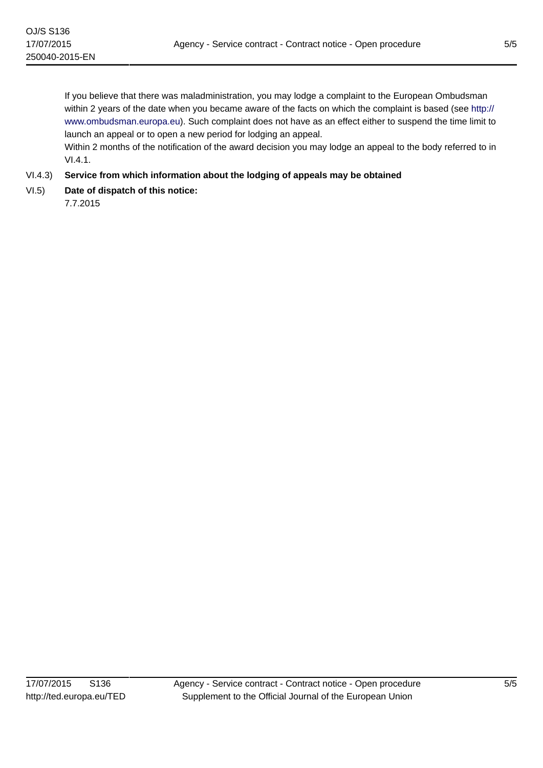If you believe that there was maladministration, you may lodge a complaint to the European Ombudsman within 2 years of the date when you became aware of the facts on which the complaint is based (see http://www.ombudsman.europa.eu). Such complaint does not have as an effect either to suspend the time limit to launch an appeal or to open a new period for lodging an appeal.

Within 2 months of the notification of the award decision you may lodge an appeal to the body referred to in VI.4.1.

VI.4.3) **Service from which information about the lodging of appeals may be obtained**

VI.5) **Date of dispatch of this notice:**

7.7.2015